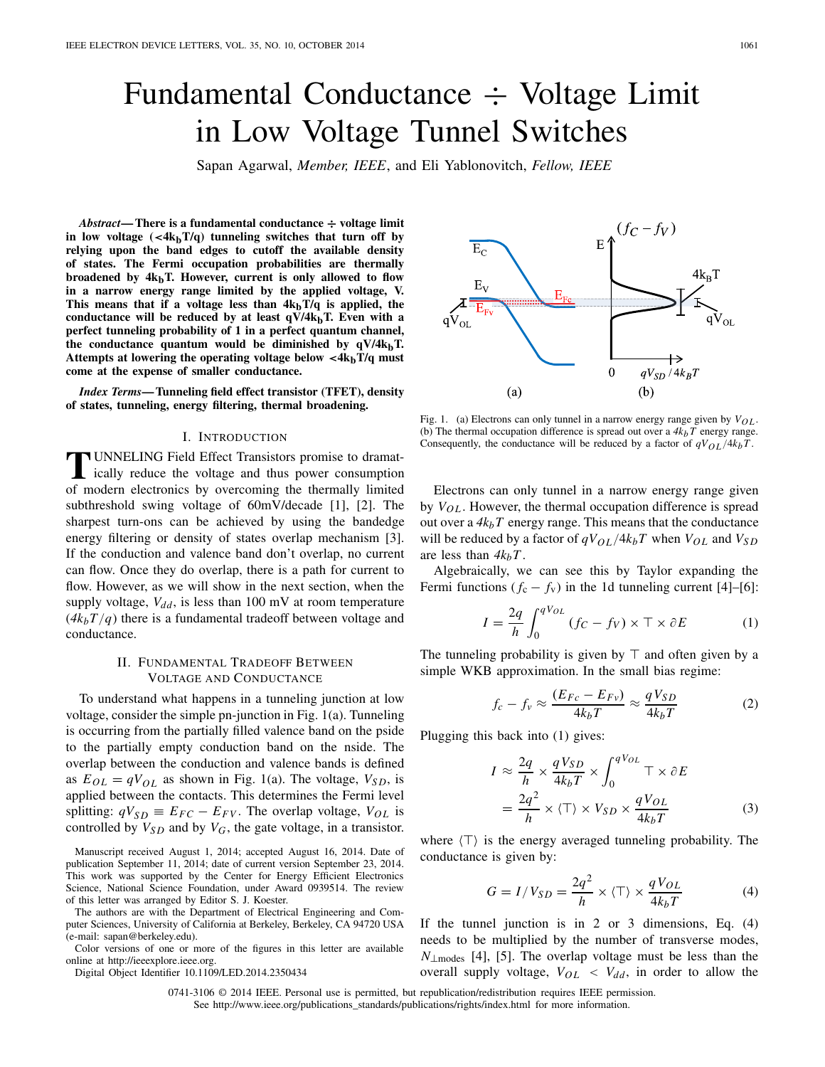# Fundamental Conductance ÷ Voltage Limit in Low Voltage Tunnel Switches

Sapan Agarwal, *Member, IEEE*, and Eli Yablonovitch, *Fellow, IEEE*

***Abstract*— There is a fundamental conductance ÷ voltage limit in low voltage ($<4k_bT/q$) tunneling switches that turn off by relying upon the band edges to cutoff the available density of states. The Fermi occupation probabilities are thermally broadened by $4k_bT$. However, current is only allowed to flow in a narrow energy range limited by the applied voltage, V. This means that if a voltage less than $4k_bT/q$ is applied, the conductance will be reduced by at least $qV/4k_bT$. Even with a perfect tunneling probability of 1 in a perfect quantum channel, the conductance quantum would be diminished by $qV/4k_bT$. Attempts at lowering the operating voltage below $<4k_bT/q$ must come at the expense of smaller conductance.**

***Index Terms*— Tunneling field effect transistor (TFET), density of states, tunneling, energy filtering, thermal broadening.**

## I. Introduction

Tunneling Field Effect Transistors promise to dramatically reduce the voltage and thus power consumption of modern electronics by overcoming the thermally limited subthreshold swing voltage of 60mV/decade [1], [2]. The sharpest turn-ons can be achieved by using the bandedge energy filtering or density of states overlap mechanism [3]. If the conduction and valence band don't overlap, no current can flow. Once they do overlap, there is a path for current to flow. However, as we will show in the next section, when the supply voltage, $V_{dd}$, is less than 100 mV at room temperature ($4k_bT/q$) there is a fundamental tradeoff between voltage and conductance.

## II. Fundamental Tradeoff Between Voltage and Conductance

To understand what happens in a tunneling junction at low voltage, consider the simple pn-junction in Fig. 1(a). Tunneling is occurring from the partially filled valence band on the pside to the partially empty conduction band on the nside. The overlap between the conduction and valence bands is defined as $E_{OL} = qV_{OL}$ as shown in Fig. 1(a). The voltage, $V_{SD}$, is applied between the contacts. This determines the Fermi level splitting: $qV_{SD} \equiv E_{FC} - E_{FV}$. The overlap voltage, $V_{OL}$ is controlled by $V_{SD}$ and by $V_G$, the gate voltage, in a transistor.

Manuscript received August 1, 2014; accepted August 16, 2014. Date of publication September 11, 2014; date of current version September 23, 2014. This work was supported by the Center for Energy Efficient Electronics Science, National Science Foundation, under Award 0939514. The review of this letter was arranged by Editor S. J. Koester.

The authors are with the Department of Electrical Engineering and Computer Sciences, University of California at Berkeley, Berkeley, CA 94720 USA (e-mail: sapan@berkeley.edu).

Color versions of one or more of the figures in this letter are available online at http://ieeexplore.ieee.org.

Digital Object Identifier 10.1109/LED.2014.2350434

Fig. 1. (a) Electrons can only tunnel in a narrow energy range given by $V_{OL}$. (b) The thermal occupation difference is spread out over a $4k_bT$ energy range. Consequently, the conductance will be reduced by a factor of $qV_{OL}/4k_bT$.

Electrons can only tunnel in a narrow energy range given by $V_{OL}$. However, the thermal occupation difference is spread out over a $4k_bT$ energy range. This means that the conductance will be reduced by a factor of $qV_{OL}/4k_bT$ when $V_{OL}$ and $V_{SD}$ are less than $4k_bT$.

Algebraically, we can see this by Taylor expanding the Fermi functions ($f_c - f_v$) in the 1d tunneling current [4]–[6]:

$$I = \frac{2q}{h}\int_0^{qV_{OL}} (f_C - f_V) \times \top \times \partial E \tag{1}$$

The tunneling probability is given by $\top$ and often given by a simple WKB approximation. In the small bias regime:

$$f_c - f_v \approx \frac{(E_{Fc} - E_{Fv})}{4k_bT} \approx \frac{qV_{SD}}{4k_bT} \tag{2}$$

Plugging this back into (1) gives:

$$\begin{aligned} I &\approx \frac{2q}{h} \times \frac{qV_{SD}}{4k_bT} \times \int_0^{qV_{OL}} \top \times \partial E \\ &= \frac{2q^2}{h} \times \langle \top \rangle \times V_{SD} \times \frac{qV_{OL}}{4k_bT} \end{aligned} \tag{3}$$

where $\langle \top \rangle$ is the energy averaged tunneling probability. The conductance is given by:

$$G = I/V_{SD} = \frac{2q^2}{h} \times \langle \top \rangle \times \frac{qV_{OL}}{4k_bT} \tag{4}$$

If the tunnel junction is in 2 or 3 dimensions, Eq. (4) needs to be multiplied by the number of transverse modes, $N_{\perp\text{modes}}$ [4], [5]. The overlap voltage must be less than the overall supply voltage, $V_{OL} < V_{dd}$, in order to allow the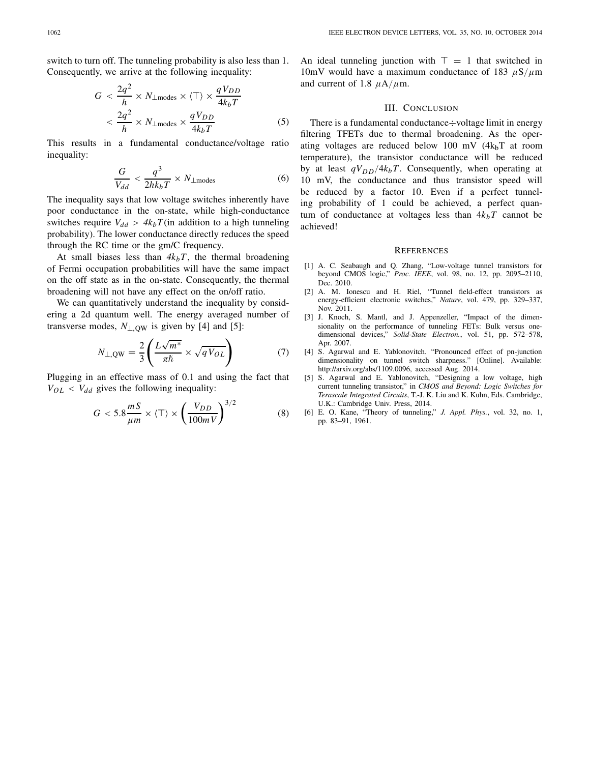switch to turn off. The tunneling probability is also less than 1. Consequently, we arrive at the following inequality:

$$G < \frac{2q^2}{h} \times N_{\perp \text{modes}} \times \langle \top \rangle \times \frac{qV_{DD}}{4k_bT}$$
$$< \frac{2q^2}{h} \times N_{\perp \text{modes}} \times \frac{qV_{DD}}{4k_bT} \tag{5}$$

This results in a fundamental conductance/voltage ratio inequality:

$$\frac{G}{V_{dd}} < \frac{q^3}{2hk_bT} \times N_{\perp \text{modes}} \tag{6}$$

The inequality says that low voltage switches inherently have poor conductance in the on-state, while high-conductance switches require $V_{dd} > 4k_bT$(in addition to a high tunneling probability). The lower conductance directly reduces the speed through the RC time or the gm/C frequency.

At small biases less than $4k_bT$, the thermal broadening of Fermi occupation probabilities will have the same impact on the off state as in the on-state. Consequently, the thermal broadening will not have any effect on the on/off ratio.

We can quantitatively understand the inequality by considering a 2d quantum well. The energy averaged number of transverse modes, $N_{\perp,\text{QW}}$ is given by [4] and [5]:

$$N_{\perp,\text{QW}} = \frac{2}{3}\left(\frac{L\sqrt{m^*}}{\pi\hbar} \times \sqrt{qV_{OL}}\right) \tag{7}$$

Plugging in an effective mass of 0.1 and using the fact that $V_{OL} < V_{dd}$ gives the following inequality:

$$G < 5.8\frac{mS}{\mu m} \times \langle \top \rangle \times \left(\frac{V_{DD}}{100mV}\right)^{3/2} \tag{8}$$

An ideal tunneling junction with $\top = 1$ that switched in 10mV would have a maximum conductance of 183 $\mu$S/$\mu$m and current of 1.8 $\mu$A/$\mu$m.

## III. Conclusion

There is a fundamental conductance÷voltage limit in energy filtering TFETs due to thermal broadening. As the operating voltages are reduced below 100 mV ($4k_bT$ at room temperature), the transistor conductance will be reduced by at least $qV_{DD}/4k_bT$. Consequently, when operating at 10 mV, the conductance and thus transistor speed will be reduced by a factor 10. Even if a perfect tunneling probability of 1 could be achieved, a perfect quantum of conductance at voltages less than $4k_bT$ cannot be achieved!

## References

[1] A. C. Seabaugh and Q. Zhang, "Low-voltage tunnel transistors for beyond CMOS logic," *Proc. IEEE*, vol. 98, no. 12, pp. 2095–2110, Dec. 2010.

[2] A. M. Ionescu and H. Riel, "Tunnel field-effect transistors as energy-efficient electronic switches," *Nature*, vol. 479, pp. 329–337, Nov. 2011.

[3] J. Knoch, S. Mantl, and J. Appenzeller, "Impact of the dimensionality on the performance of tunneling FETs: Bulk versus one-dimensional devices," *Solid-State Electron.*, vol. 51, pp. 572–578, Apr. 2007.

[4] S. Agarwal and E. Yablonovitch. "Pronounced effect of pn-junction dimensionality on tunnel switch sharpness." [Online]. Available: http://arxiv.org/abs/1109.0096, accessed Aug. 2014.

[5] S. Agarwal and E. Yablonovitch, "Designing a low voltage, high current tunneling transistor," in *CMOS and Beyond: Logic Switches for Terascale Integrated Circuits*, T.-J. K. Liu and K. Kuhn, Eds. Cambridge, U.K.: Cambridge Univ. Press, 2014.

[6] E. O. Kane, "Theory of tunneling," *J. Appl. Phys.*, vol. 32, no. 1, pp. 83–91, 1961.